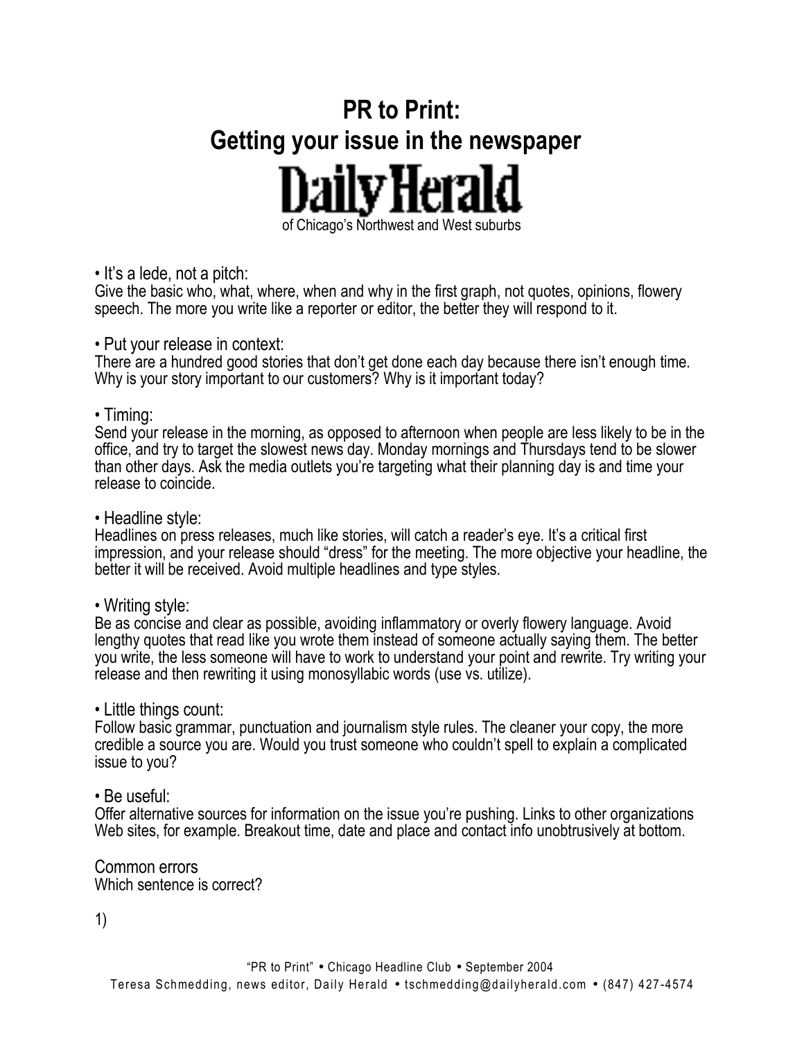# PR to Print:
# Getting your issue in the newspaper

**Daily Herald**

of Chicago's Northwest and West suburbs

• It's a lede, not a pitch:
Give the basic who, what, where, when and why in the first graph, not quotes, opinions, flowery speech. The more you write like a reporter or editor, the better they will respond to it.

• Put your release in context:
There are a hundred good stories that don't get done each day because there isn't enough time. Why is your story important to our customers? Why is it important today?

• Timing:
Send your release in the morning, as opposed to afternoon when people are less likely to be in the office, and try to target the slowest news day. Monday mornings and Thursdays tend to be slower than other days. Ask the media outlets you're targeting what their planning day is and time your release to coincide.

• Headline style:
Headlines on press releases, much like stories, will catch a reader's eye. It's a critical first impression, and your release should "dress" for the meeting. The more objective your headline, the better it will be received. Avoid multiple headlines and type styles.

• Writing style:
Be as concise and clear as possible, avoiding inflammatory or overly flowery language. Avoid lengthy quotes that read like you wrote them instead of someone actually saying them. The better you write, the less someone will have to work to understand your point and rewrite. Try writing your release and then rewriting it using monosyllabic words (use vs. utilize).

• Little things count:
Follow basic grammar, punctuation and journalism style rules. The cleaner your copy, the more credible a source you are. Would you trust someone who couldn't spell to explain a complicated issue to you?

• Be useful:
Offer alternative sources for information on the issue you're pushing. Links to other organizations Web sites, for example. Breakout time, date and place and contact info unobtrusively at bottom.

Common errors
Which sentence is correct?

1)

"PR to Print" • Chicago Headline Club • September 2004
Teresa Schmedding, news editor, Daily Herald • tschmedding@dailyherald.com • (847) 427-4574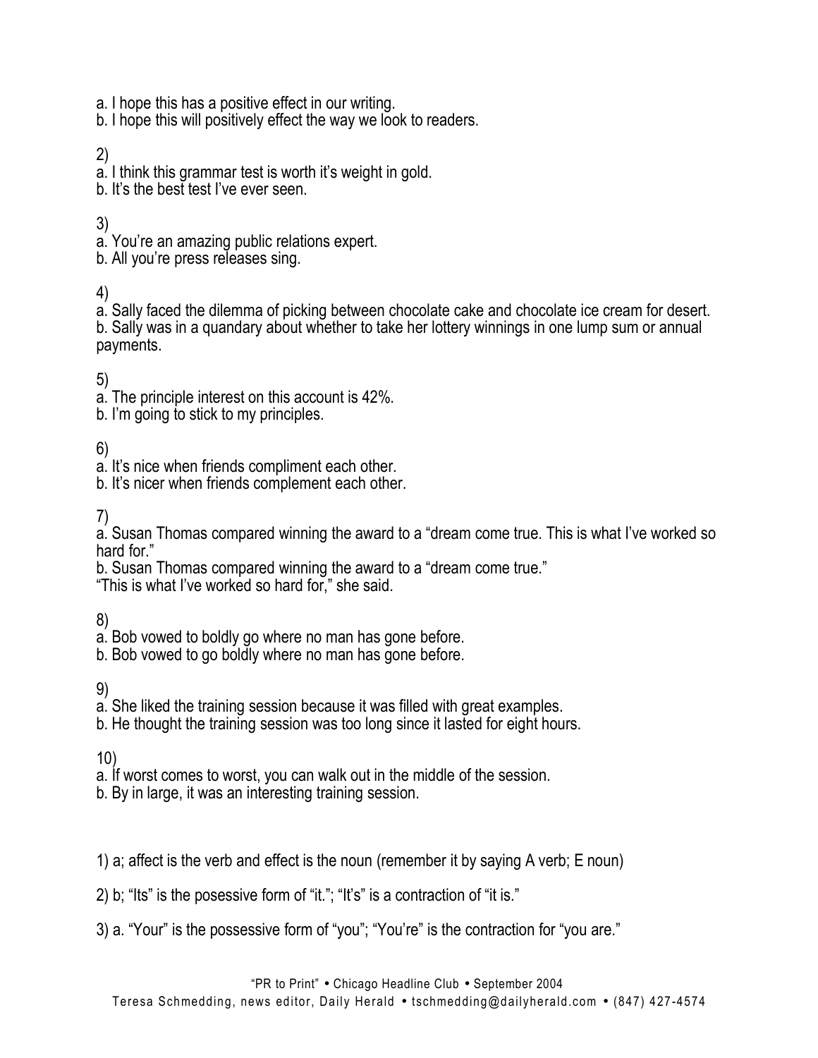a. I hope this has a positive effect in our writing.
b. I hope this will positively effect the way we look to readers.

2)
a. I think this grammar test is worth it's weight in gold.
b. It's the best test I've ever seen.

3)
a. You're an amazing public relations expert.
b. All you're press releases sing.

4)
a. Sally faced the dilemma of picking between chocolate cake and chocolate ice cream for desert.
b. Sally was in a quandary about whether to take her lottery winnings in one lump sum or annual payments.

5)
a. The principle interest on this account is 42%.
b. I'm going to stick to my principles.

6)
a. It's nice when friends compliment each other.
b. It's nicer when friends complement each other.

7)
a. Susan Thomas compared winning the award to a "dream come true. This is what I've worked so hard for."
b. Susan Thomas compared winning the award to a "dream come true."
"This is what I've worked so hard for," she said.

8)
a. Bob vowed to boldly go where no man has gone before.
b. Bob vowed to go boldly where no man has gone before.

9)
a. She liked the training session because it was filled with great examples.
b. He thought the training session was too long since it lasted for eight hours.

10)
a. If worst comes to worst, you can walk out in the middle of the session.
b. By in large, it was an interesting training session.

1) a; affect is the verb and effect is the noun (remember it by saying A verb; E noun)

2) b; "Its" is the posessive form of "it."; "It's" is a contraction of "it is."

3) a. "Your" is the possessive form of "you"; "You're" is the contraction for "you are."

"PR to Print" • Chicago Headline Club • September 2004
Teresa Schmedding, news editor, Daily Herald • tschmedding@dailyherald.com • (847) 427-4574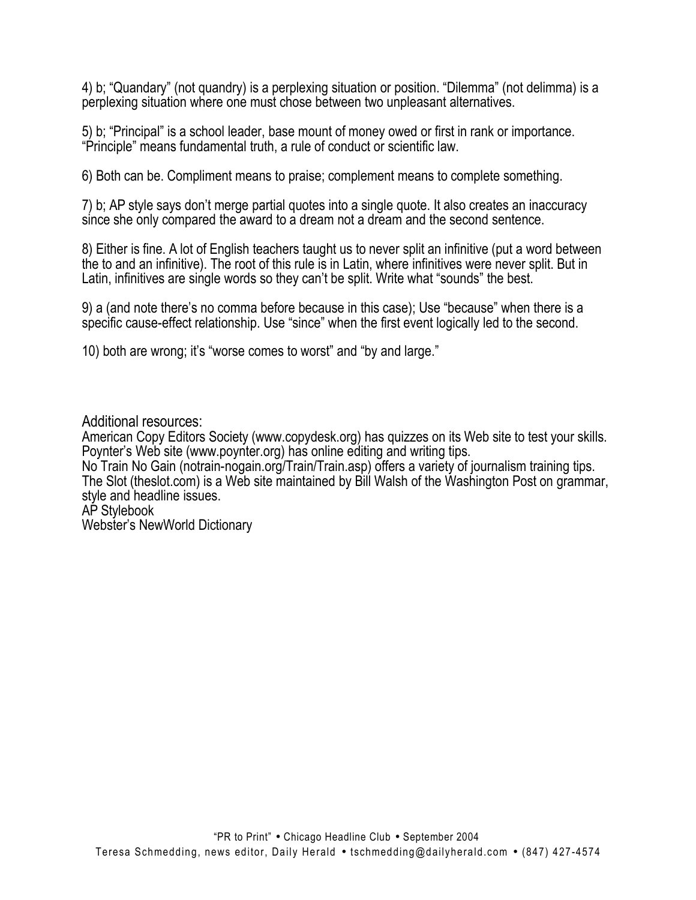4) b; "Quandary" (not quandry) is a perplexing situation or position. "Dilemma" (not delimma) is a perplexing situation where one must chose between two unpleasant alternatives.

5) b; "Principal" is a school leader, base mount of money owed or first in rank or importance. "Principle" means fundamental truth, a rule of conduct or scientific law.

6) Both can be. Compliment means to praise; complement means to complete something.

7) b; AP style says don't merge partial quotes into a single quote. It also creates an inaccuracy since she only compared the award to a dream not a dream and the second sentence.

8) Either is fine. A lot of English teachers taught us to never split an infinitive (put a word between the to and an infinitive). The root of this rule is in Latin, where infinitives were never split. But in Latin, infinitives are single words so they can't be split. Write what "sounds" the best.

9) a (and note there's no comma before because in this case); Use "because" when there is a specific cause-effect relationship. Use "since" when the first event logically led to the second.

10) both are wrong; it's "worse comes to worst" and "by and large."

Additional resources:
American Copy Editors Society (www.copydesk.org) has quizzes on its Web site to test your skills.
Poynter's Web site (www.poynter.org) has online editing and writing tips.
No Train No Gain (notrain-nogain.org/Train/Train.asp) offers a variety of journalism training tips.
The Slot (theslot.com) is a Web site maintained by Bill Walsh of the Washington Post on grammar, style and headline issues.
AP Stylebook
Webster's NewWorld Dictionary